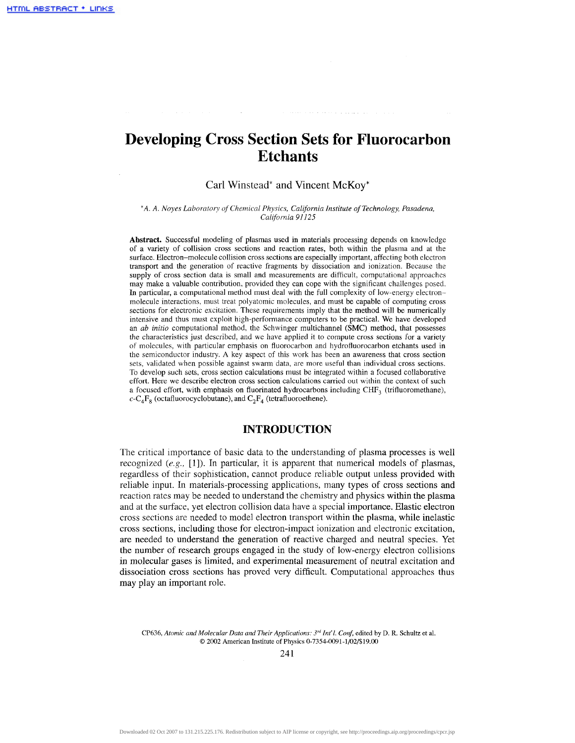# Developing Cross Section Sets for Fluorocarbon Etchants

Carl Winstead* and Vincent McKoy*

*A. A. Noyes Laboratory of Chemical Physics, California Institute of Technology, Pasadena, California 91125*

**Abstract.** Successful modeling of plasmas used in materials processing depends on knowledge of a variety of collision cross sections and reaction rates, both within the plasma and at the surface. Electron–molecule collision cross sections are especially important, affecting both electron transport and the generation of reactive fragments by dissociation and ionization. Because the supply of cross section data is small and measurements are difficult, computational approaches may make a valuable contribution, provided they can cope with the significant challenges posed. In particular, a computational method must deal with the full complexity of low-energy electron–molecule interactions, must treat polyatomic molecules, and must be capable of computing cross sections for electronic excitation. These requirements imply that the method will be numerically intensive and thus must exploit high-performance computers to be practical. We have developed an *ab initio* computational method, the Schwinger multichannel (SMC) method, that possesses the characteristics just described, and we have applied it to compute cross sections for a variety of molecules, with particular emphasis on fluorocarbon and hydrofluorocarbon etchants used in the semiconductor industry. A key aspect of this work has been an awareness that cross section sets, validated when possible against swarm data, are more useful than individual cross sections. To develop such sets, cross section calculations must be integrated within a focused collaborative effort. Here we describe electron cross section calculations carried out within the context of such a focused effort, with emphasis on fluorinated hydrocarbons including $CHF_3$ (trifluoromethane), $c$-$C_4F_8$ (octafluorocyclobutane), and $C_2F_4$ (tetrafluoroethene).

## INTRODUCTION

The critical importance of basic data to the understanding of plasma processes is well recognized (*e.g.,* [1]). In particular, it is apparent that numerical models of plasmas, regardless of their sophistication, cannot produce reliable output unless provided with reliable input. In materials-processing applications, many types of cross sections and reaction rates may be needed to understand the chemistry and physics within the plasma and at the surface, yet electron collision data have a special importance. Elastic electron cross sections are needed to model electron transport within the plasma, while inelastic cross sections, including those for electron-impact ionization and electronic excitation, are needed to understand the generation of reactive charged and neutral species. Yet the number of research groups engaged in the study of low-energy electron collisions in molecular gases is limited, and experimental measurement of neutral excitation and dissociation cross sections has proved very difficult. Computational approaches thus may play an important role.

CP636, *Atomic and Molecular Data and Their Applications: 3rd Int'l. Conf,* edited by D. R. Schultz et al.
© 2002 American Institute of Physics 0-7354-0091-1/02/$19.00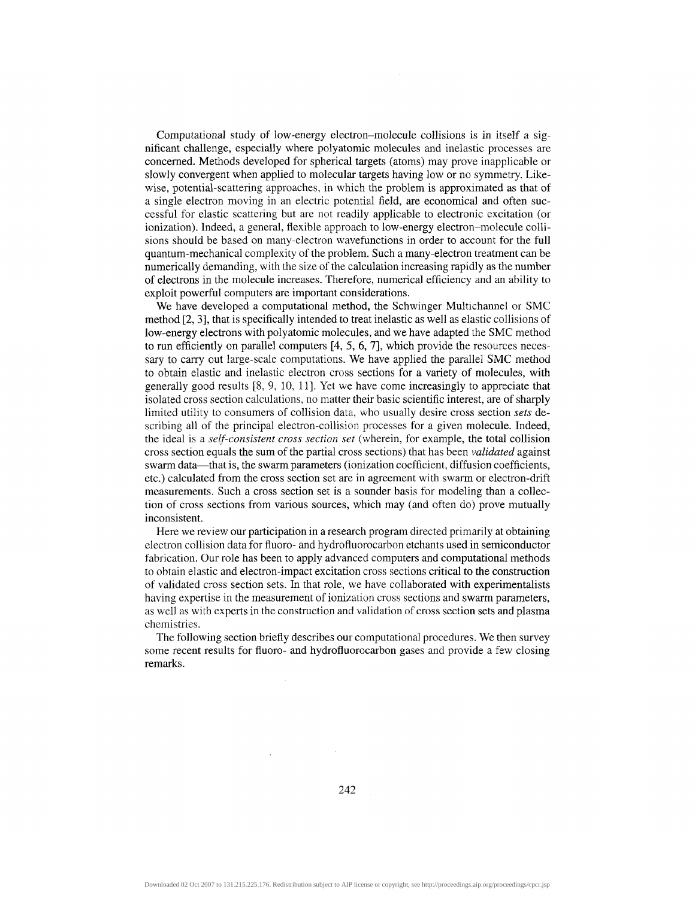Computational study of low-energy electron–molecule collisions is in itself a significant challenge, especially where polyatomic molecules and inelastic processes are concerned. Methods developed for spherical targets (atoms) may prove inapplicable or slowly convergent when applied to molecular targets having low or no symmetry. Likewise, potential-scattering approaches, in which the problem is approximated as that of a single electron moving in an electric potential field, are economical and often successful for elastic scattering but are not readily applicable to electronic excitation (or ionization). Indeed, a general, flexible approach to low-energy electron–molecule collisions should be based on many-electron wavefunctions in order to account for the full quantum-mechanical complexity of the problem. Such a many-electron treatment can be numerically demanding, with the size of the calculation increasing rapidly as the number of electrons in the molecule increases. Therefore, numerical efficiency and an ability to exploit powerful computers are important considerations.

We have developed a computational method, the Schwinger Multichannel or SMC method [2, 3], that is specifically intended to treat inelastic as well as elastic collisions of low-energy electrons with polyatomic molecules, and we have adapted the SMC method to run efficiently on parallel computers [4, 5, 6, 7], which provide the resources necessary to carry out large-scale computations. We have applied the parallel SMC method to obtain elastic and inelastic electron cross sections for a variety of molecules, with generally good results [8, 9, 10, 11]. Yet we have come increasingly to appreciate that isolated cross section calculations, no matter their basic scientific interest, are of sharply limited utility to consumers of collision data, who usually desire cross section *sets* describing all of the principal electron-collision processes for a given molecule. Indeed, the ideal is a *self-consistent cross section set* (wherein, for example, the total collision cross section equals the sum of the partial cross sections) that has been *validated* against swarm data—that is, the swarm parameters (ionization coefficient, diffusion coefficients, etc.) calculated from the cross section set are in agreement with swarm or electron-drift measurements. Such a cross section set is a sounder basis for modeling than a collection of cross sections from various sources, which may (and often do) prove mutually inconsistent.

Here we review our participation in a research program directed primarily at obtaining electron collision data for fluoro- and hydrofluorocarbon etchants used in semiconductor fabrication. Our role has been to apply advanced computers and computational methods to obtain elastic and electron-impact excitation cross sections critical to the construction of validated cross section sets. In that role, we have collaborated with experimentalists having expertise in the measurement of ionization cross sections and swarm parameters, as well as with experts in the construction and validation of cross section sets and plasma chemistries.

The following section briefly describes our computational procedures. We then survey some recent results for fluoro- and hydrofluorocarbon gases and provide a few closing remarks.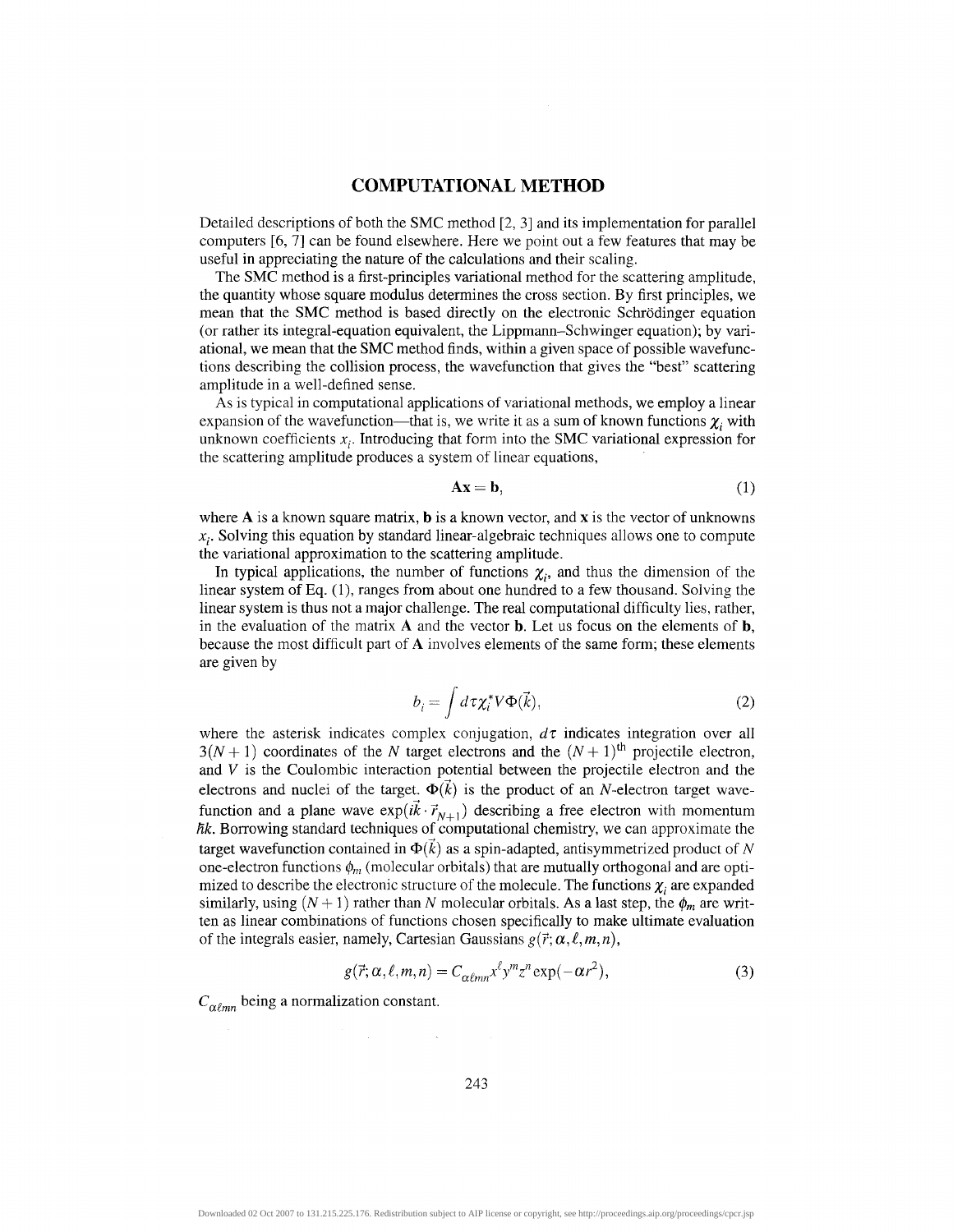## COMPUTATIONAL METHOD

Detailed descriptions of both the SMC method [2, 3] and its implementation for parallel computers [6, 7] can be found elsewhere. Here we point out a few features that may be useful in appreciating the nature of the calculations and their scaling.

The SMC method is a first-principles variational method for the scattering amplitude, the quantity whose square modulus determines the cross section. By first principles, we mean that the SMC method is based directly on the electronic Schrödinger equation (or rather its integral-equation equivalent, the Lippmann–Schwinger equation); by variational, we mean that the SMC method finds, within a given space of possible wavefunctions describing the collision process, the wavefunction that gives the "best" scattering amplitude in a well-defined sense.

As is typical in computational applications of variational methods, we employ a linear expansion of the wavefunction—that is, we write it as a sum of known functions $\chi_i$ with unknown coefficients $x_i$. Introducing that form into the SMC variational expression for the scattering amplitude produces a system of linear equations,

$$\mathbf{A}\mathbf{x} = \mathbf{b}, \tag{1}$$

where $\mathbf{A}$ is a known square matrix, $\mathbf{b}$ is a known vector, and $\mathbf{x}$ is the vector of unknowns $x_i$. Solving this equation by standard linear-algebraic techniques allows one to compute the variational approximation to the scattering amplitude.

In typical applications, the number of functions $\chi_i$, and thus the dimension of the linear system of Eq. (1), ranges from about one hundred to a few thousand. Solving the linear system is thus not a major challenge. The real computational difficulty lies, rather, in the evaluation of the matrix $\mathbf{A}$ and the vector $\mathbf{b}$. Let us focus on the elements of $\mathbf{b}$, because the most difficult part of $\mathbf{A}$ involves elements of the same form; these elements are given by

$$b_i = \int d\tau \chi_i^* V \Phi(\vec{k}), \tag{2}$$

where the asterisk indicates complex conjugation, $d\tau$ indicates integration over all $3(N+1)$ coordinates of the $N$ target electrons and the $(N+1)^{\text{th}}$ projectile electron, and $V$ is the Coulombic interaction potential between the projectile electron and the electrons and nuclei of the target. $\Phi(\vec{k})$ is the product of an $N$-electron target wavefunction and a plane wave $\exp(i\vec{k} \cdot \vec{r}_{N+1})$ describing a free electron with momentum $\hbar k$. Borrowing standard techniques of computational chemistry, we can approximate the target wavefunction contained in $\Phi(\vec{k})$ as a spin-adapted, antisymmetrized product of $N$ one-electron functions $\phi_m$ (molecular orbitals) that are mutually orthogonal and are optimized to describe the electronic structure of the molecule. The functions $\chi_i$ are expanded similarly, using $(N+1)$ rather than $N$ molecular orbitals. As a last step, the $\phi_m$ are written as linear combinations of functions chosen specifically to make ultimate evaluation of the integrals easier, namely, Cartesian Gaussians $g(\vec{r}; \alpha, \ell, m, n)$,

$$g(\vec{r}; \alpha, \ell, m, n) = C_{\alpha\ell mn} x^{\ell} y^{m} z^{n} \exp(-\alpha r^2), \tag{3}$$

$C_{\alpha\ell mn}$ being a normalization constant.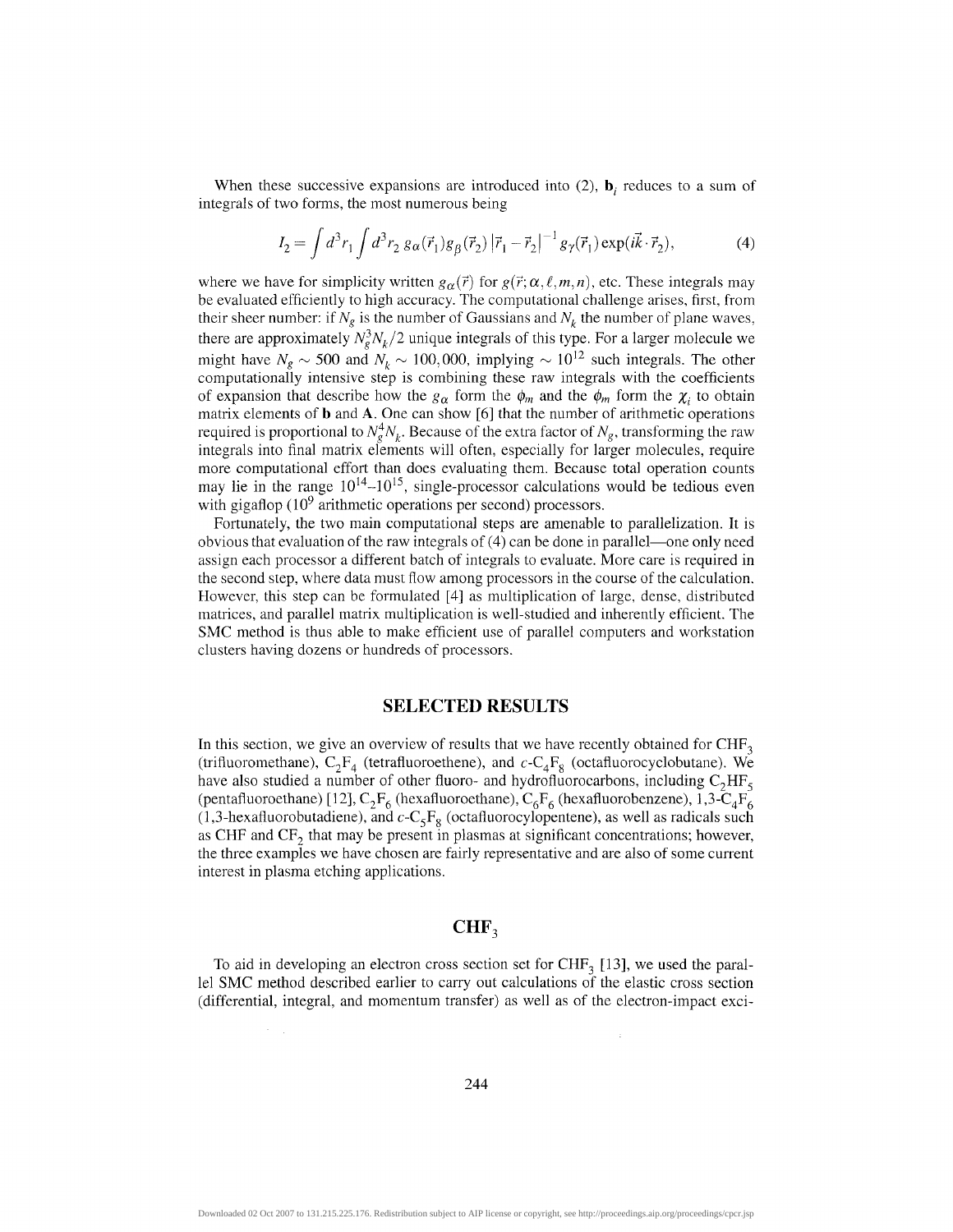When these successive expansions are introduced into (2), $\mathbf{b}_i$ reduces to a sum of integrals of two forms, the most numerous being

$$I_2 = \int d^3r_1 \int d^3r_2 \, g_\alpha(\vec{r}_1) g_\beta(\vec{r}_2) \left|\vec{r}_1 - \vec{r}_2\right|^{-1} g_\gamma(\vec{r}_1) \exp(i\vec{k}\cdot\vec{r}_2), \tag{4}$$

where we have for simplicity written $g_\alpha(\vec{r})$ for $g(\vec{r};\alpha,\ell,m,n)$, etc. These integrals may be evaluated efficiently to high accuracy. The computational challenge arises, first, from their sheer number: if $N_g$ is the number of Gaussians and $N_k$ the number of plane waves, there are approximately $N_g^3 N_k/2$ unique integrals of this type. For a larger molecule we might have $N_g \sim 500$ and $N_k \sim 100{,}000$, implying $\sim 10^{12}$ such integrals. The other computationally intensive step is combining these raw integrals with the coefficients of expansion that describe how the $g_\alpha$ form the $\phi_m$ and the $\phi_m$ form the $\chi_i$ to obtain matrix elements of $\mathbf{b}$ and $\mathbf{A}$. One can show [6] that the number of arithmetic operations required is proportional to $N_g^4 N_k$. Because of the extra factor of $N_g$, transforming the raw integrals into final matrix elements will often, especially for larger molecules, require more computational effort than does evaluating them. Because total operation counts may lie in the range $10^{14}$–$10^{15}$, single-processor calculations would be tedious even with gigaflop ($10^9$ arithmetic operations per second) processors.

Fortunately, the two main computational steps are amenable to parallelization. It is obvious that evaluation of the raw integrals of (4) can be done in parallel—one only need assign each processor a different batch of integrals to evaluate. More care is required in the second step, where data must flow among processors in the course of the calculation. However, this step can be formulated [4] as multiplication of large, dense, distributed matrices, and parallel matrix multiplication is well-studied and inherently efficient. The SMC method is thus able to make efficient use of parallel computers and workstation clusters having dozens or hundreds of processors.

## SELECTED RESULTS

In this section, we give an overview of results that we have recently obtained for $CHF_3$ (trifluoromethane), $C_2F_4$ (tetrafluoroethene), and $c$-$C_4F_8$ (octafluorocyclobutane). We have also studied a number of other fluoro- and hydrofluorocarbons, including $C_2HF_5$ (pentafluoroethane) [12], $C_2F_6$ (hexafluoroethane), $C_6F_6$ (hexafluorobenzene), 1,3-$C_4F_6$ (1,3-hexafluorobutadiene), and $c$-$C_5F_8$ (octafluorocylopentene), as well as radicals such as CHF and $CF_2$ that may be present in plasmas at significant concentrations; however, the three examples we have chosen are fairly representative and are also of some current interest in plasma etching applications.

### $CHF_3$

To aid in developing an electron cross section set for $CHF_3$ [13], we used the parallel SMC method described earlier to carry out calculations of the elastic cross section (differential, integral, and momentum transfer) as well as of the electron-impact exci-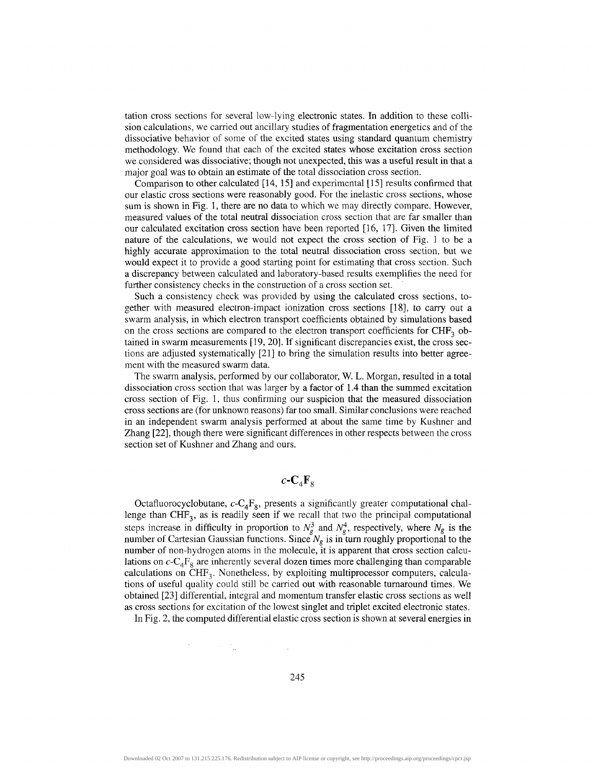tation cross sections for several low-lying electronic states. In addition to these collision calculations, we carried out ancillary studies of fragmentation energetics and of the dissociative behavior of some of the excited states using standard quantum chemistry methodology. We found that each of the excited states whose excitation cross section we considered was dissociative; though not unexpected, this was a useful result in that a major goal was to obtain an estimate of the total dissociation cross section.

Comparison to other calculated [14, 15] and experimental [15] results confirmed that our elastic cross sections were reasonably good. For the inelastic cross sections, whose sum is shown in Fig. 1, there are no data to which we may directly compare. However, measured values of the total neutral dissociation cross section that are far smaller than our calculated excitation cross section have been reported [16, 17]. Given the limited nature of the calculations, we would not expect the cross section of Fig. 1 to be a highly accurate approximation to the total neutral dissociation cross section, but we would expect it to provide a good starting point for estimating that cross section. Such a discrepancy between calculated and laboratory-based results exemplifies the need for further consistency checks in the construction of a cross section set.

Such a consistency check was provided by using the calculated cross sections, together with measured electron-impact ionization cross sections [18], to carry out a swarm analysis, in which electron transport coefficients obtained by simulations based on the cross sections are compared to the electron transport coefficients for $CHF_3$ obtained in swarm measurements [19, 20]. If significant discrepancies exist, the cross sections are adjusted systematically [21] to bring the simulation results into better agreement with the measured swarm data.

The swarm analysis, performed by our collaborator, W. L. Morgan, resulted in a total dissociation cross section that was larger by a factor of 1.4 than the summed excitation cross section of Fig. 1, thus confirming our suspicion that the measured dissociation cross sections are (for unknown reasons) far too small. Similar conclusions were reached in an independent swarm analysis performed at about the same time by Kushner and Zhang [22], though there were significant differences in other respects between the cross section set of Kushner and Zhang and ours.

## *c*-$C_4F_8$

Octafluorocyclobutane, *c*-$C_4F_8$, presents a significantly greater computational challenge than $CHF_3$, as is readily seen if we recall that two the principal computational steps increase in difficulty in proportion to $N_g^3$ and $N_g^4$, respectively, where $N_g$ is the number of Cartesian Gaussian functions. Since $N_g$ is in turn roughly proportional to the number of non-hydrogen atoms in the molecule, it is apparent that cross section calculations on *c*-$C_4F_8$ are inherently several dozen times more challenging than comparable calculations on $CHF_3$. Nonetheless, by exploiting multiprocessor computers, calculations of useful quality could still be carried out with reasonable turnaround times. We obtained [23] differential, integral and momentum transfer elastic cross sections as well as cross sections for excitation of the lowest singlet and triplet excited electronic states.

In Fig. 2, the computed differential elastic cross section is shown at several energies in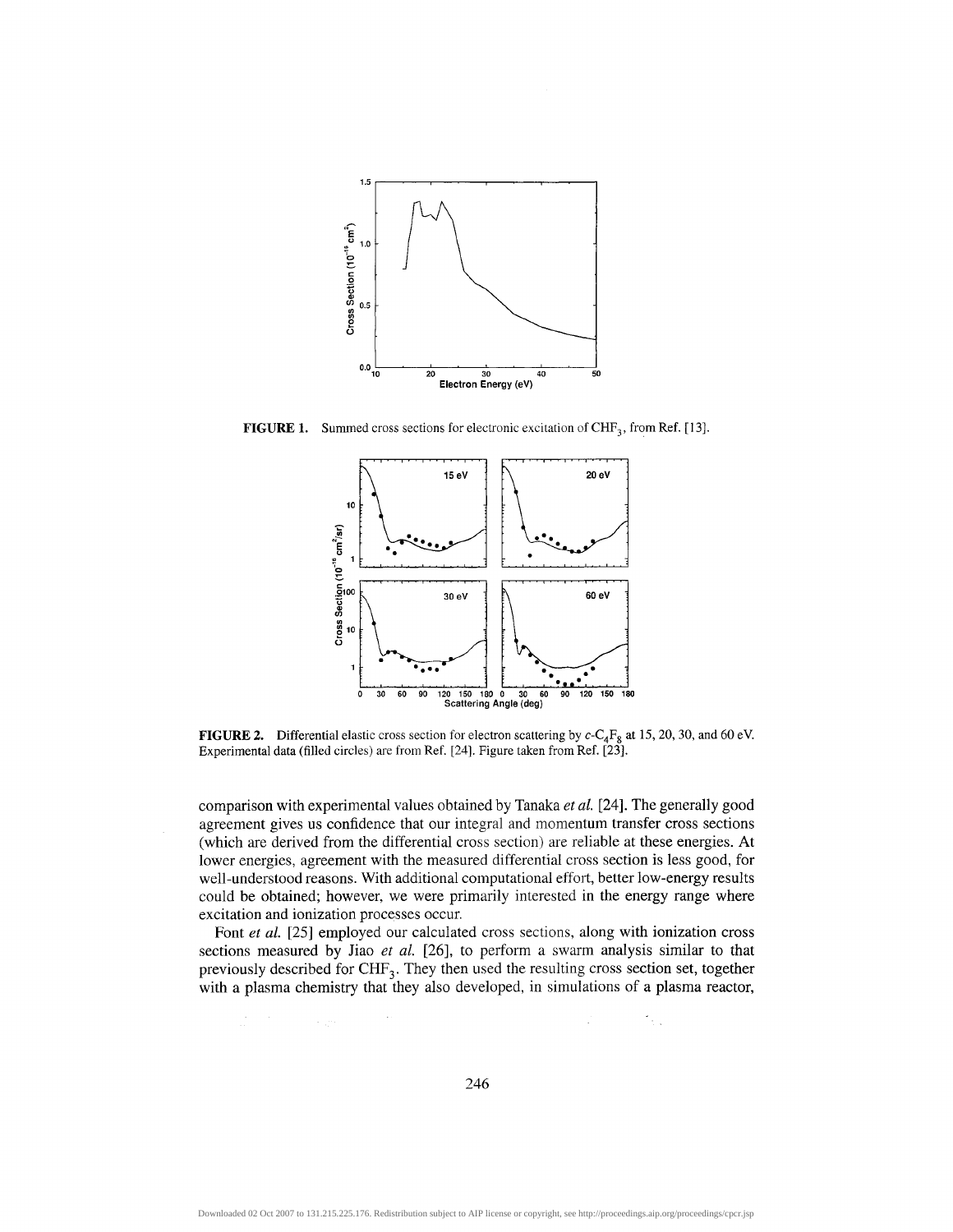**FIGURE 1.** Summed cross sections for electronic excitation of $CHF_3$, from Ref. [13].

**FIGURE 2.** Differential elastic cross section for electron scattering by $c$-$C_4F_8$ at 15, 20, 30, and 60 eV. Experimental data (filled circles) are from Ref. [24]. Figure taken from Ref. [23].

comparison with experimental values obtained by Tanaka *et al.* [24]. The generally good agreement gives us confidence that our integral and momentum transfer cross sections (which are derived from the differential cross section) are reliable at these energies. At lower energies, agreement with the measured differential cross section is less good, for well-understood reasons. With additional computational effort, better low-energy results could be obtained; however, we were primarily interested in the energy range where excitation and ionization processes occur.

Font *et al.* [25] employed our calculated cross sections, along with ionization cross sections measured by Jiao *et al.* [26], to perform a swarm analysis similar to that previously described for $CHF_3$. They then used the resulting cross section set, together with a plasma chemistry that they also developed, in simulations of a plasma reactor,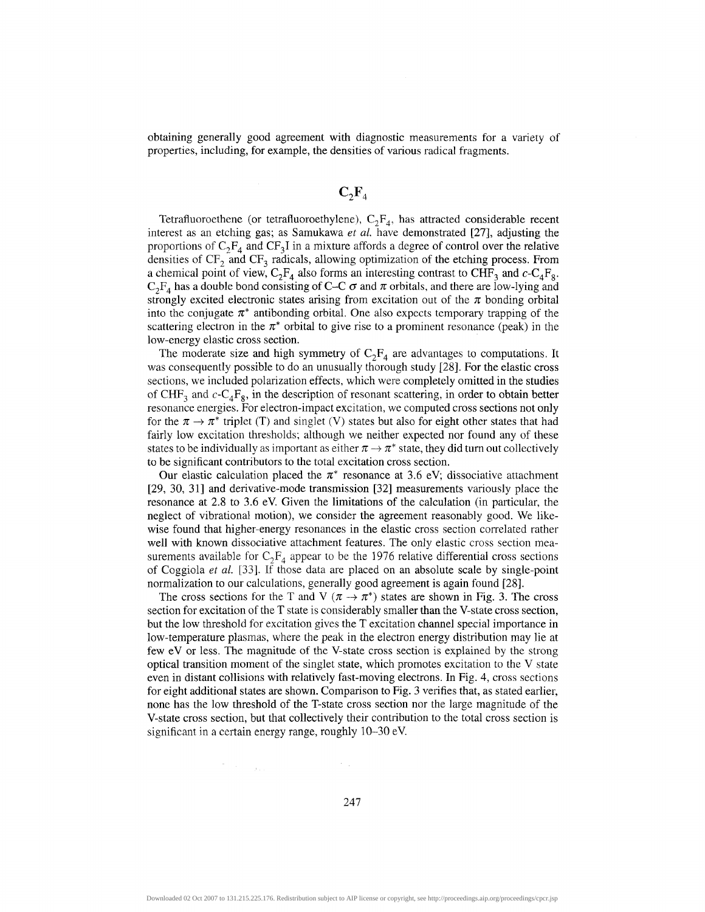obtaining generally good agreement with diagnostic measurements for a variety of properties, including, for example, the densities of various radical fragments.

## $C_2F_4$

Tetrafluoroethene (or tetrafluoroethylene), $C_2F_4$, has attracted considerable recent interest as an etching gas; as Samukawa *et al.* have demonstrated [27], adjusting the proportions of $C_2F_4$ and $CF_3I$ in a mixture affords a degree of control over the relative densities of $CF_2$ and $CF_3$ radicals, allowing optimization of the etching process. From a chemical point of view, $C_2F_4$ also forms an interesting contrast to $CHF_3$ and $c$-$C_4F_8$. $C_2F_4$ has a double bond consisting of C–C $\sigma$ and $\pi$ orbitals, and there are low-lying and strongly excited electronic states arising from excitation out of the $\pi$ bonding orbital into the conjugate $\pi^*$ antibonding orbital. One also expects temporary trapping of the scattering electron in the $\pi^*$ orbital to give rise to a prominent resonance (peak) in the low-energy elastic cross section.

The moderate size and high symmetry of $C_2F_4$ are advantages to computations. It was consequently possible to do an unusually thorough study [28]. For the elastic cross sections, we included polarization effects, which were completely omitted in the studies of $CHF_3$ and $c$-$C_4F_8$, in the description of resonant scattering, in order to obtain better resonance energies. For electron-impact excitation, we computed cross sections not only for the $\pi \to \pi^*$ triplet (T) and singlet (V) states but also for eight other states that had fairly low excitation thresholds; although we neither expected nor found any of these states to be individually as important as either $\pi \to \pi^*$ state, they did turn out collectively to be significant contributors to the total excitation cross section.

Our elastic calculation placed the $\pi^*$ resonance at 3.6 eV; dissociative attachment [29, 30, 31] and derivative-mode transmission [32] measurements variously place the resonance at 2.8 to 3.6 eV. Given the limitations of the calculation (in particular, the neglect of vibrational motion), we consider the agreement reasonably good. We likewise found that higher-energy resonances in the elastic cross section correlated rather well with known dissociative attachment features. The only elastic cross section measurements available for $C_2F_4$ appear to be the 1976 relative differential cross sections of Coggiola *et al.* [33]. If those data are placed on an absolute scale by single-point normalization to our calculations, generally good agreement is again found [28].

The cross sections for the T and V ($\pi \to \pi^*$) states are shown in Fig. 3. The cross section for excitation of the T state is considerably smaller than the V-state cross section, but the low threshold for excitation gives the T excitation channel special importance in low-temperature plasmas, where the peak in the electron energy distribution may lie at few eV or less. The magnitude of the V-state cross section is explained by the strong optical transition moment of the singlet state, which promotes excitation to the V state even in distant collisions with relatively fast-moving electrons. In Fig. 4, cross sections for eight additional states are shown. Comparison to Fig. 3 verifies that, as stated earlier, none has the low threshold of the T-state cross section nor the large magnitude of the V-state cross section, but that collectively their contribution to the total cross section is significant in a certain energy range, roughly 10–30 eV.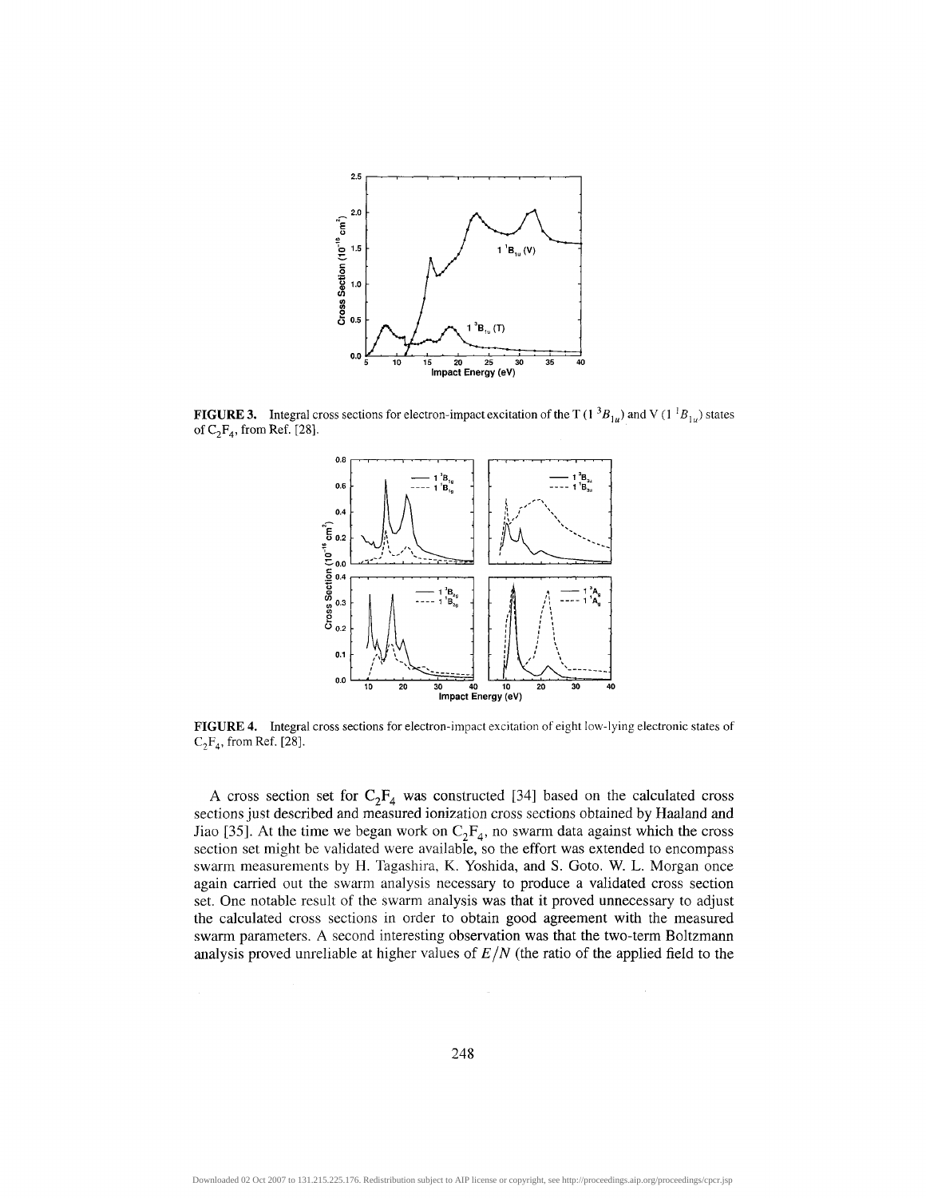**FIGURE 3.** Integral cross sections for electron-impact excitation of the T ($1\,^3B_{1u}$) and V ($1\,^1B_{1u}$) states of $C_2F_4$, from Ref. [28].

**FIGURE 4.** Integral cross sections for electron-impact excitation of eight low-lying electronic states of $C_2F_4$, from Ref. [28].

A cross section set for $C_2F_4$ was constructed [34] based on the calculated cross sections just described and measured ionization cross sections obtained by Haaland and Jiao [35]. At the time we began work on $C_2F_4$, no swarm data against which the cross section set might be validated were available, so the effort was extended to encompass swarm measurements by H. Tagashira, K. Yoshida, and S. Goto. W. L. Morgan once again carried out the swarm analysis necessary to produce a validated cross section set. One notable result of the swarm analysis was that it proved unnecessary to adjust the calculated cross sections in order to obtain good agreement with the measured swarm parameters. A second interesting observation was that the two-term Boltzmann analysis proved unreliable at higher values of $E/N$ (the ratio of the applied field to the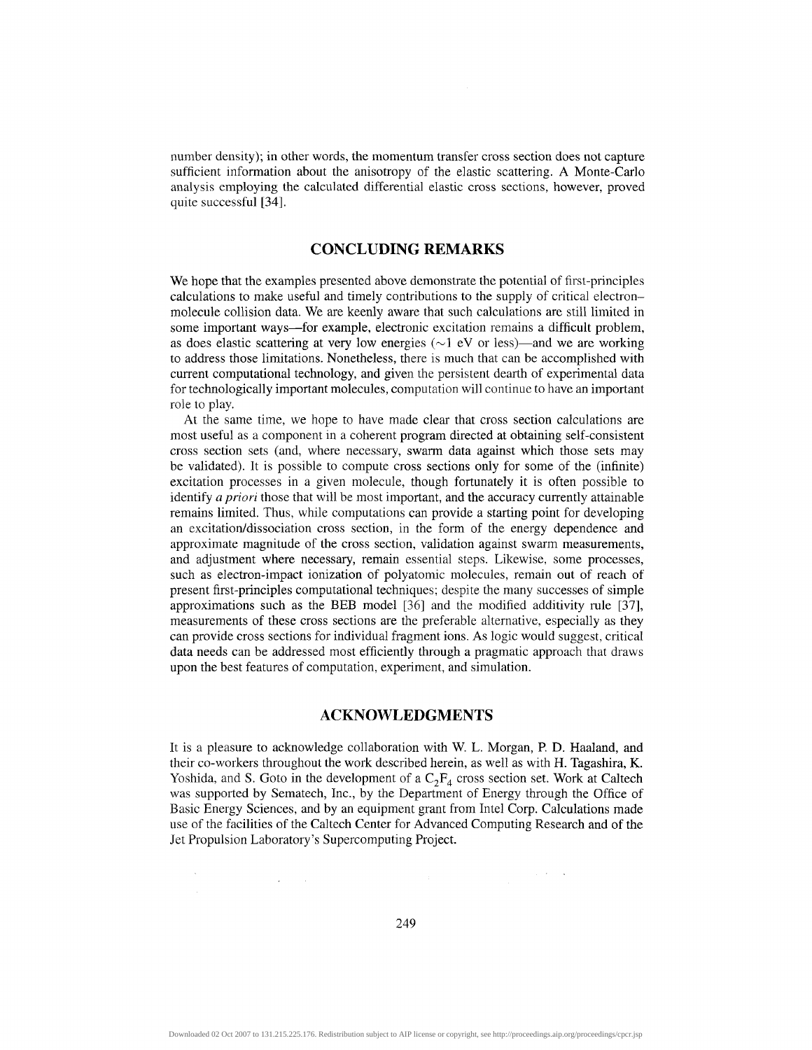number density); in other words, the momentum transfer cross section does not capture sufficient information about the anisotropy of the elastic scattering. A Monte-Carlo analysis employing the calculated differential elastic cross sections, however, proved quite successful [34].

## CONCLUDING REMARKS

We hope that the examples presented above demonstrate the potential of first-principles calculations to make useful and timely contributions to the supply of critical electron–molecule collision data. We are keenly aware that such calculations are still limited in some important ways—for example, electronic excitation remains a difficult problem, as does elastic scattering at very low energies (~1 eV or less)—and we are working to address those limitations. Nonetheless, there is much that can be accomplished with current computational technology, and given the persistent dearth of experimental data for technologically important molecules, computation will continue to have an important role to play.

At the same time, we hope to have made clear that cross section calculations are most useful as a component in a coherent program directed at obtaining self-consistent cross section sets (and, where necessary, swarm data against which those sets may be validated). It is possible to compute cross sections only for some of the (infinite) excitation processes in a given molecule, though fortunately it is often possible to identify *a priori* those that will be most important, and the accuracy currently attainable remains limited. Thus, while computations can provide a starting point for developing an excitation/dissociation cross section, in the form of the energy dependence and approximate magnitude of the cross section, validation against swarm measurements, and adjustment where necessary, remain essential steps. Likewise, some processes, such as electron-impact ionization of polyatomic molecules, remain out of reach of present first-principles computational techniques; despite the many successes of simple approximations such as the BEB model [36] and the modified additivity rule [37], measurements of these cross sections are the preferable alternative, especially as they can provide cross sections for individual fragment ions. As logic would suggest, critical data needs can be addressed most efficiently through a pragmatic approach that draws upon the best features of computation, experiment, and simulation.

## ACKNOWLEDGMENTS

It is a pleasure to acknowledge collaboration with W. L. Morgan, P. D. Haaland, and their co-workers throughout the work described herein, as well as with H. Tagashira, K. Yoshida, and S. Goto in the development of a $C_2F_4$ cross section set. Work at Caltech was supported by Sematech, Inc., by the Department of Energy through the Office of Basic Energy Sciences, and by an equipment grant from Intel Corp. Calculations made use of the facilities of the Caltech Center for Advanced Computing Research and of the Jet Propulsion Laboratory's Supercomputing Project.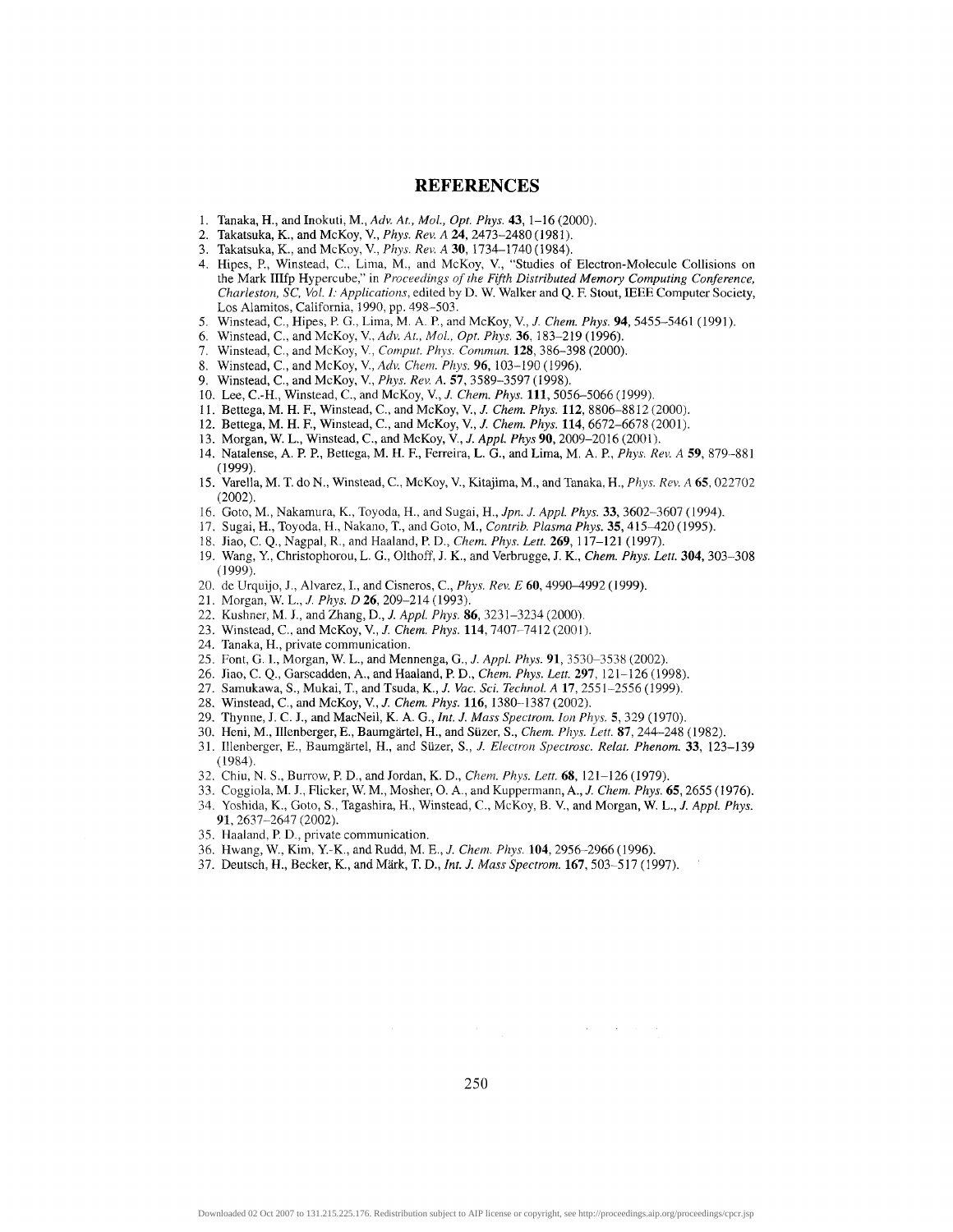# REFERENCES

1. Tanaka, H., and Inokuti, M., *Adv. At., Mol., Opt. Phys.* **43**, 1–16 (2000).
2. Takatsuka, K., and McKoy, V., *Phys. Rev. A* **24**, 2473–2480 (1981).
3. Takatsuka, K., and McKoy, V., *Phys. Rev. A* **30**, 1734–1740 (1984).
4. Hipes, P., Winstead, C., Lima, M., and McKoy, V., "Studies of Electron-Molecule Collisions on the Mark IIIfp Hypercube," in *Proceedings of the Fifth Distributed Memory Computing Conference, Charleston, SC, Vol. I: Applications*, edited by D. W. Walker and Q. F. Stout, IEEE Computer Society, Los Alamitos, California, 1990, pp. 498–503.
5. Winstead, C., Hipes, P. G., Lima, M. A. P., and McKoy, V., *J. Chem. Phys.* **94**, 5455–5461 (1991).
6. Winstead, C., and McKoy, V., *Adv. At., Mol., Opt. Phys.* **36**, 183–219 (1996).
7. Winstead, C., and McKoy, V., *Comput. Phys. Commun.* **128**, 386–398 (2000).
8. Winstead, C., and McKoy, V., *Adv. Chem. Phys.* **96**, 103–190 (1996).
9. Winstead, C., and McKoy, V., *Phys. Rev. A.* **57**, 3589–3597 (1998).
10. Lee, C.-H., Winstead, C., and McKoy, V., *J. Chem. Phys.* **111**, 5056–5066 (1999).
11. Bettega, M. H. F., Winstead, C., and McKoy, V., *J. Chem. Phys.* **112**, 8806–8812 (2000).
12. Bettega, M. H. F., Winstead, C., and McKoy, V., *J. Chem. Phys.* **114**, 6672–6678 (2001).
13. Morgan, W. L., Winstead, C., and McKoy, V., *J. Appl. Phys* **90**, 2009–2016 (2001).
14. Natalense, A. P. P., Bettega, M. H. F., Ferreira, L. G., and Lima, M. A. P., *Phys. Rev. A* **59**, 879–881 (1999).
15. Varella, M. T. do N., Winstead, C., McKoy, V., Kitajima, M., and Tanaka, H., *Phys. Rev. A* **65**, 022702 (2002).
16. Goto, M., Nakamura, K., Toyoda, H., and Sugai, H., *Jpn. J. Appl. Phys.* **33**, 3602–3607 (1994).
17. Sugai, H., Toyoda, H., Nakano, T., and Goto, M., *Contrib. Plasma Phys.* **35**, 415–420 (1995).
18. Jiao, C. Q., Nagpal, R., and Haaland, P. D., *Chem. Phys. Lett.* **269**, 117–121 (1997).
19. Wang, Y., Christophorou, L. G., Olthoff, J. K., and Verbrugge, J. K., *Chem. Phys. Lett.* **304**, 303–308 (1999).
20. de Urquijo, J., Alvarez, I., and Cisneros, C., *Phys. Rev. E* **60**, 4990–4992 (1999).
21. Morgan, W. L., *J. Phys. D* **26**, 209–214 (1993).
22. Kushner, M. J., and Zhang, D., *J. Appl. Phys.* **86**, 3231–3234 (2000).
23. Winstead, C., and McKoy, V., *J. Chem. Phys.* **114**, 7407–7412 (2001).
24. Tanaka, H., private communication.
25. Font, G. I., Morgan, W. L., and Mennenga, G., *J. Appl. Phys.* **91**, 3530–3538 (2002).
26. Jiao, C. Q., Garscadden, A., and Haaland, P. D., *Chem. Phys. Lett.* **297**, 121–126 (1998).
27. Samukawa, S., Mukai, T., and Tsuda, K., *J. Vac. Sci. Technol. A* **17**, 2551–2556 (1999).
28. Winstead, C., and McKoy, V., *J. Chem. Phys.* **116**, 1380–1387 (2002).
29. Thynne, J. C. J., and MacNeil, K. A. G., *Int. J. Mass Spectrom. Ion Phys.* **5**, 329 (1970).
30. Heni, M., Illenberger, E., Baumgärtel, H., and Süzer, S., *Chem. Phys. Lett.* **87**, 244–248 (1982).
31. Illenberger, E., Baumgärtel, H., and Süzer, S., *J. Electron Spectrosc. Relat. Phenom.* **33**, 123–139 (1984).
32. Chiu, N. S., Burrow, P. D., and Jordan, K. D., *Chem. Phys. Lett.* **68**, 121–126 (1979).
33. Coggiola, M. J., Flicker, W. M., Mosher, O. A., and Kuppermann, A., *J. Chem. Phys.* **65**, 2655 (1976).
34. Yoshida, K., Goto, S., Tagashira, H., Winstead, C., McKoy, B. V., and Morgan, W. L., *J. Appl. Phys.* **91**, 2637–2647 (2002).
35. Haaland, P. D., private communication.
36. Hwang, W., Kim, Y.-K., and Rudd, M. E., *J. Chem. Phys.* **104**, 2956–2966 (1996).
37. Deutsch, H., Becker, K., and Märk, T. D., *Int. J. Mass Spectrom.* **167**, 503–517 (1997).